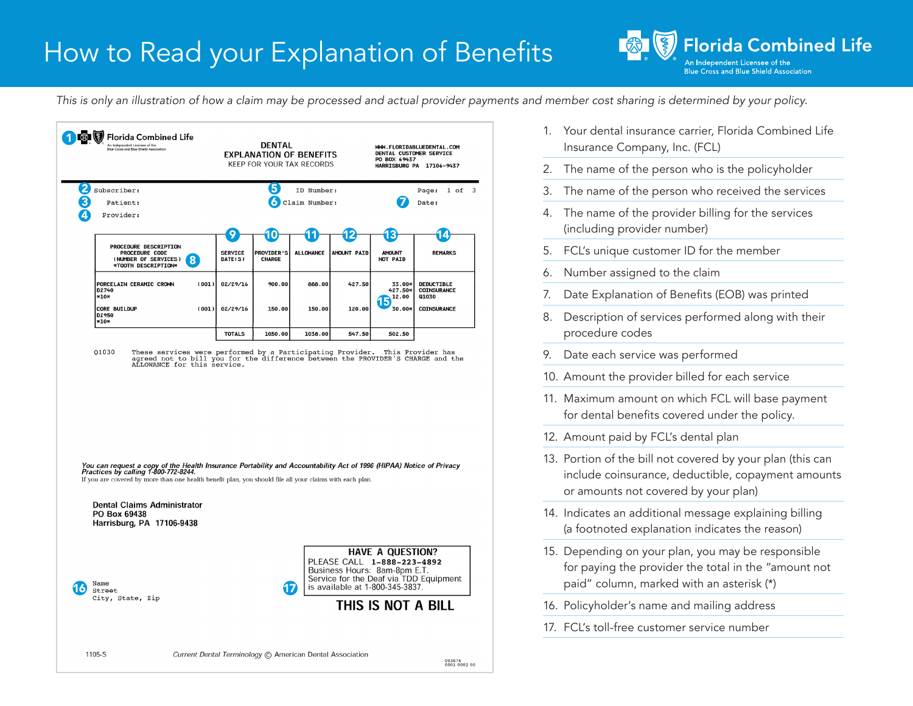# How to Read your Explanation of Benefits

Florida Combined Life
An Independent Licensee of the Blue Cross and Blue Shield Association

*This is only an illustration of how a claim may be processed and actual provider payments and member cost sharing is determined by your policy.*

---

(1) Florida Combined Life
An Independent Licensee of the Blue Cross and Blue Shield Association

DENTAL
EXPLANATION OF BENEFITS
KEEP FOR YOUR TAX RECORDS

WWW.FLORIDABLUEDENTAL.COM
DENTAL CUSTOMER SERVICE
PO BOX 69437
HARRISBURG PA 17106-9437

(2) Subscriber: (5) ID Number: Page: 1 of 3
(3) Patient: (6) Claim Number: (7) Date:
(4) Provider:

| PROCEDURE DESCRIPTION PROCEDURE CODE (NUMBER OF SERVICES) *TOOTH DESCRIPTION* (8) | | (9) SERVICE DATE(S) | (10) PROVIDER'S CHARGE | (11) ALLOWANCE | (12) AMOUNT PAID | (13) AMOUNT NOT PAID | (14) REMARKS |
|---|---|---|---|---|---|---|---|
| PORCELAIN CERAMIC CROWN D2740 *10* | (001) | 02/29/16 | 900.00 | 888.00 | 427.50 | 33.00* 427.50* 12.00 | DEDUCTIBLE COINSURANCE Q1030 |
| CORE BUILDUP D2950 *10* | (001) | 02/29/16 | 150.00 | 150.00 | 120.00 | (15) 30.00* | COINSURANCE |
| | | TOTALS | 1050.00 | 1038.00 | 547.50 | 502.50 | |

Q1030 These services were performed by a Participating Provider. This Provider has agreed not to bill you for the difference between the PROVIDER'S CHARGE and the ALLOWANCE for this service.

*You can request a copy of the Health Insurance Portability and Accountability Act of 1996 (HIPAA) Notice of Privacy Practices by calling 1-800-772-8244.*
If you are covered by more than one health benefit plan, you should file all your claims with each plan.

**Dental Claims Administrator**
**PO Box 69438**
**Harrisburg, PA 17106-9438**

(16) Name
Street
City, State, Zip

(17) **HAVE A QUESTION?**
PLEASE CALL **1-888-223-4892**
Business Hours: 8am-8pm E.T.
Service for the Deaf via TDD Equipment is available at 1-800-345-3837.

**THIS IS NOT A BILL**

1105-S *Current Dental Terminology* © American Dental Association

003676
0001 0002 00

---

1. Your dental insurance carrier, Florida Combined Life Insurance Company, Inc. (FCL)
2. The name of the person who is the policyholder
3. The name of the person who received the services
4. The name of the provider billing for the services (including provider number)
5. FCL's unique customer ID for the member
6. Number assigned to the claim
7. Date Explanation of Benefits (EOB) was printed
8. Description of services performed along with their procedure codes
9. Date each service was performed
10. Amount the provider billed for each service
11. Maximum amount on which FCL will base payment for dental benefits covered under the policy.
12. Amount paid by FCL's dental plan
13. Portion of the bill not covered by your plan (this can include coinsurance, deductible, copayment amounts or amounts not covered by your plan)
14. Indicates an additional message explaining billing (a footnoted explanation indicates the reason)
15. Depending on your plan, you may be responsible for paying the provider the total in the "amount not paid" column, marked with an asterisk (*)
16. Policyholder's name and mailing address
17. FCL's toll-free customer service number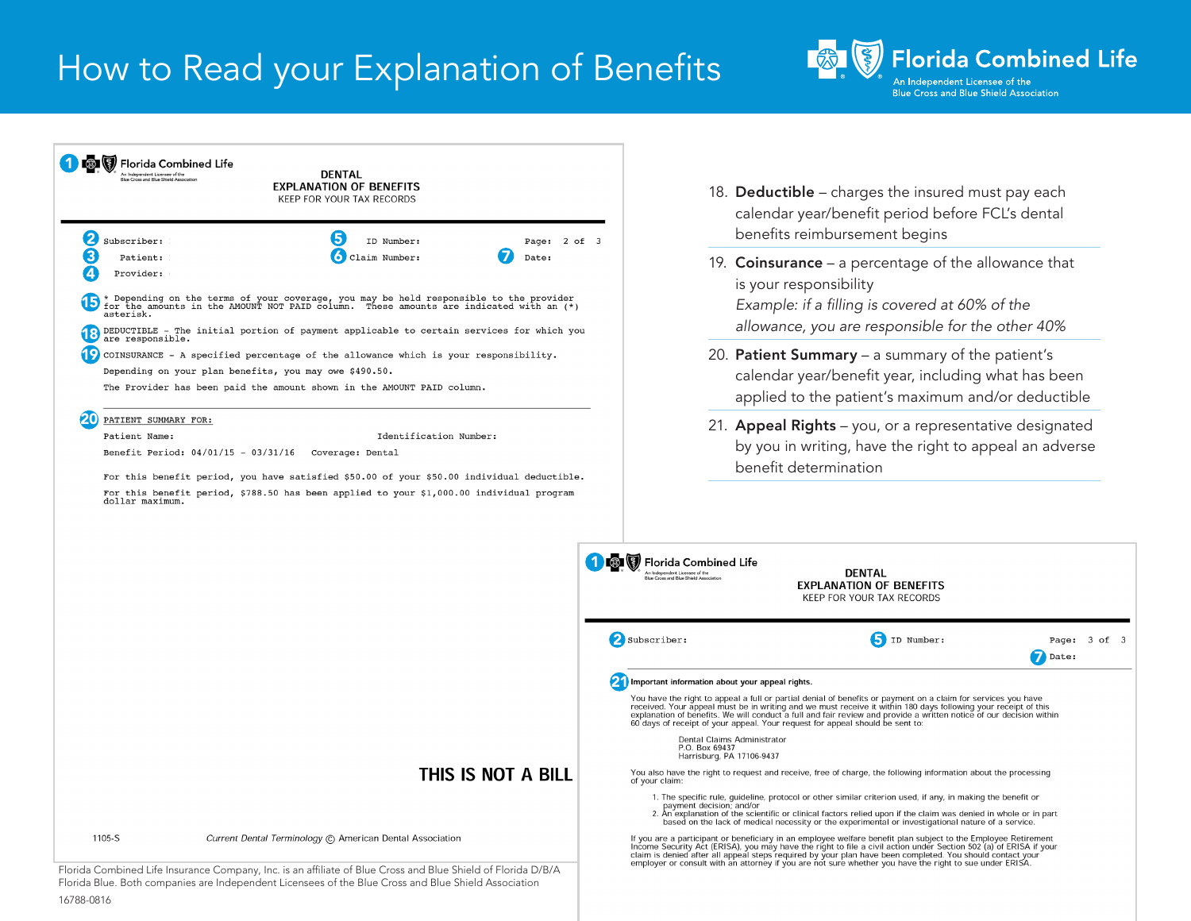# How to Read your Explanation of Benefits

Florida Combined Life
An Independent Licensee of the Blue Cross and Blue Shield Association

---

1 Florida Combined Life
An Independent Licensee of the Blue Cross and Blue Shield Association

**DENTAL**
**EXPLANATION OF BENEFITS**
KEEP FOR YOUR TAX RECORDS

2 Subscriber:
5 ID Number:
Page: 2 of 3

3 Patient:
6 Claim Number:
7 Date:

4 Provider:

15 * Depending on the terms of your coverage, you may be held responsible to the provider for the amounts in the AMOUNT NOT PAID column. These amounts are indicated with an (*) asterisk.

18 DEDUCTIBLE - The initial portion of payment applicable to certain services for which you are responsible.

19 COINSURANCE - A specified percentage of the allowance which is your responsibility.

Depending on your plan benefits, you may owe $490.50.

The Provider has been paid the amount shown in the AMOUNT PAID column.

20 PATIENT SUMMARY FOR:

Patient Name: Identification Number:

Benefit Period: 04/01/15 - 03/31/16 Coverage: Dental

For this benefit period, you have satisfied $50.00 of your $50.00 individual deductible.

For this benefit period, $788.50 has been applied to your $1,000.00 individual program dollar maximum.

**THIS IS NOT A BILL**

1105-S *Current Dental Terminology* © American Dental Association

---

18. **Deductible** – charges the insured must pay each calendar year/benefit period before FCL's dental benefits reimbursement begins

19. **Coinsurance** – a percentage of the allowance that is your responsibility
*Example: if a filling is covered at 60% of the allowance, you are responsible for the other 40%*

20. **Patient Summary** – a summary of the patient's calendar year/benefit year, including what has been applied to the patient's maximum and/or deductible

21. **Appeal Rights** – you, or a representative designated by you in writing, have the right to appeal an adverse benefit determination

---

1 Florida Combined Life
An Independent Licensee of the Blue Cross and Blue Shield Association

**DENTAL**
**EXPLANATION OF BENEFITS**
KEEP FOR YOUR TAX RECORDS

2 Subscriber:
5 ID Number:
Page: 3 of 3
7 Date:

21 **Important information about your appeal rights.**

You have the right to appeal a full or partial denial of benefits or payment on a claim for services you have received. Your appeal must be in writing and we must receive it within 180 days following your receipt of this explanation of benefits. We will conduct a full and fair review and provide a written notice of our decision within 60 days of receipt of your appeal. Your request for appeal should be sent to:

Dental Claims Administrator
P.O. Box 69437
Harrisburg, PA 17106-9437

You also have the right to request and receive, free of charge, the following information about the processing of your claim:

1. The specific rule, guideline, protocol or other similar criterion used, if any, in making the benefit or payment decision; and/or
2. An explanation of the scientific or clinical factors relied upon if the claim was denied in whole or in part based on the lack of medical necessity or the experimental or investigational nature of a service.

If you are a participant or beneficiary in an employee welfare benefit plan subject to the Employee Retirement Income Security Act (ERISA), you may have the right to file a civil action under Section 502 (a) of ERISA if your claim is denied after all appeal steps required by your plan have been completed. You should contact your employer or consult with an attorney if you are not sure whether you have the right to sue under ERISA.

---

Florida Combined Life Insurance Company, Inc. is an affiliate of Blue Cross and Blue Shield of Florida D/B/A Florida Blue. Both companies are Independent Licensees of the Blue Cross and Blue Shield Association

16788-0816